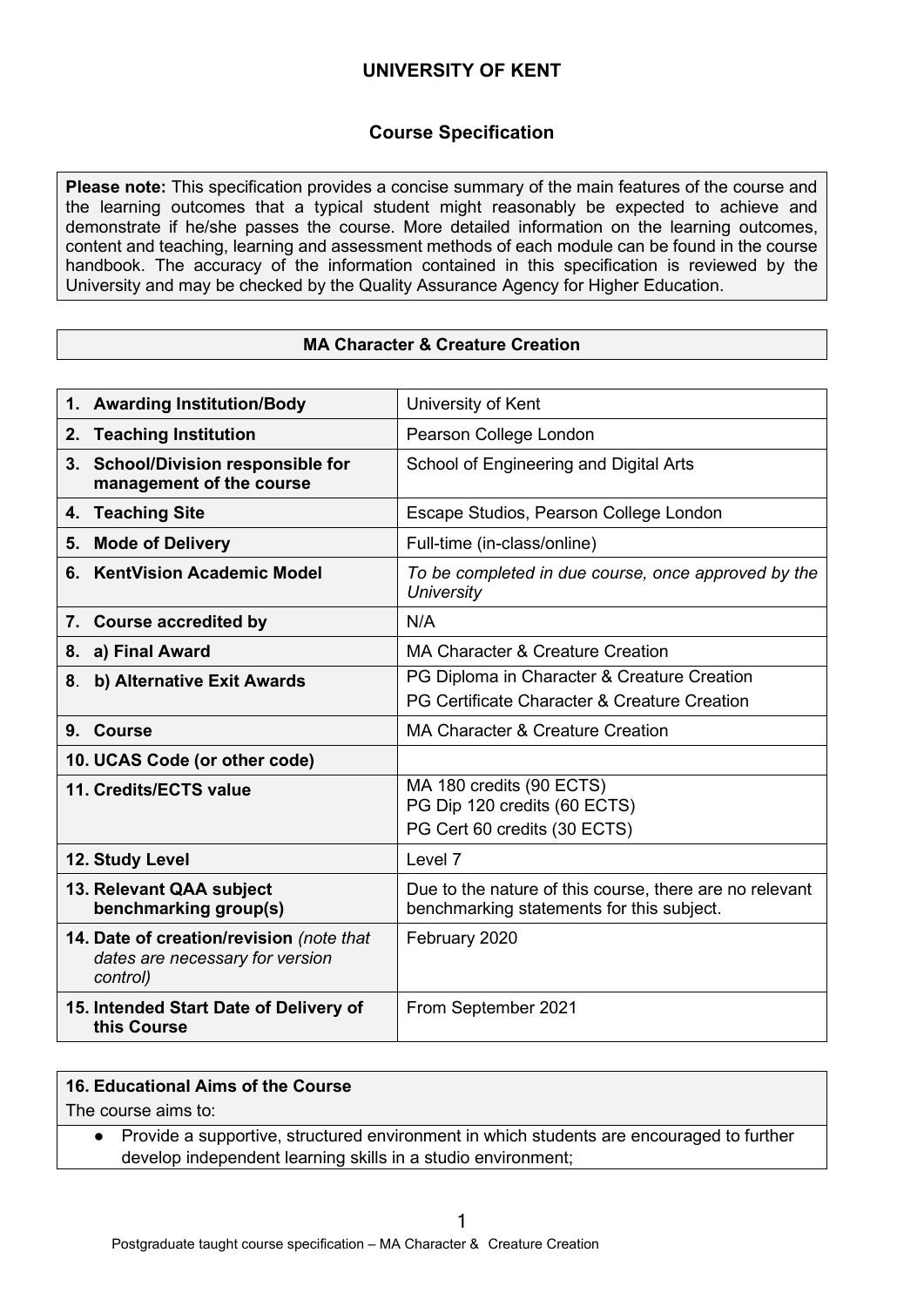# UNIVERSITY OF KENT

## Course Specification

**Please note:** This specification provides a concise summary of the main features of the course and the learning outcomes that a typical student might reasonably be expected to achieve and demonstrate if he/she passes the course. More detailed information on the learning outcomes, content and teaching, learning and assessment methods of each module can be found in the course handbook. The accuracy of the information contained in this specification is reviewed by the University and may be checked by the Quality Assurance Agency for Higher Education.

## MA Character & Creature Creation

| | |
|---|---|
| **1. Awarding Institution/Body** | University of Kent |
| **2. Teaching Institution** | Pearson College London |
| **3. School/Division responsible for management of the course** | School of Engineering and Digital Arts |
| **4. Teaching Site** | Escape Studios, Pearson College London |
| **5. Mode of Delivery** | Full-time (in-class/online) |
| **6. KentVision Academic Model** | *To be completed in due course, once approved by the University* |
| **7. Course accredited by** | N/A |
| **8. a) Final Award** | MA Character & Creature Creation |
| **8. b) Alternative Exit Awards** | PG Diploma in Character & Creature Creation<br>PG Certificate Character & Creature Creation |
| **9. Course** | MA Character & Creature Creation |
| **10. UCAS Code (or other code)** | |
| **11. Credits/ECTS value** | MA 180 credits (90 ECTS)<br>PG Dip 120 credits (60 ECTS)<br>PG Cert 60 credits (30 ECTS) |
| **12. Study Level** | Level 7 |
| **13. Relevant QAA subject benchmarking group(s)** | Due to the nature of this course, there are no relevant benchmarking statements for this subject. |
| **14. Date of creation/revision** *(note that dates are necessary for version control)* | February 2020 |
| **15. Intended Start Date of Delivery of this Course** | From September 2021 |

**16. Educational Aims of the Course**

The course aims to:

- Provide a supportive, structured environment in which students are encouraged to further develop independent learning skills in a studio environment;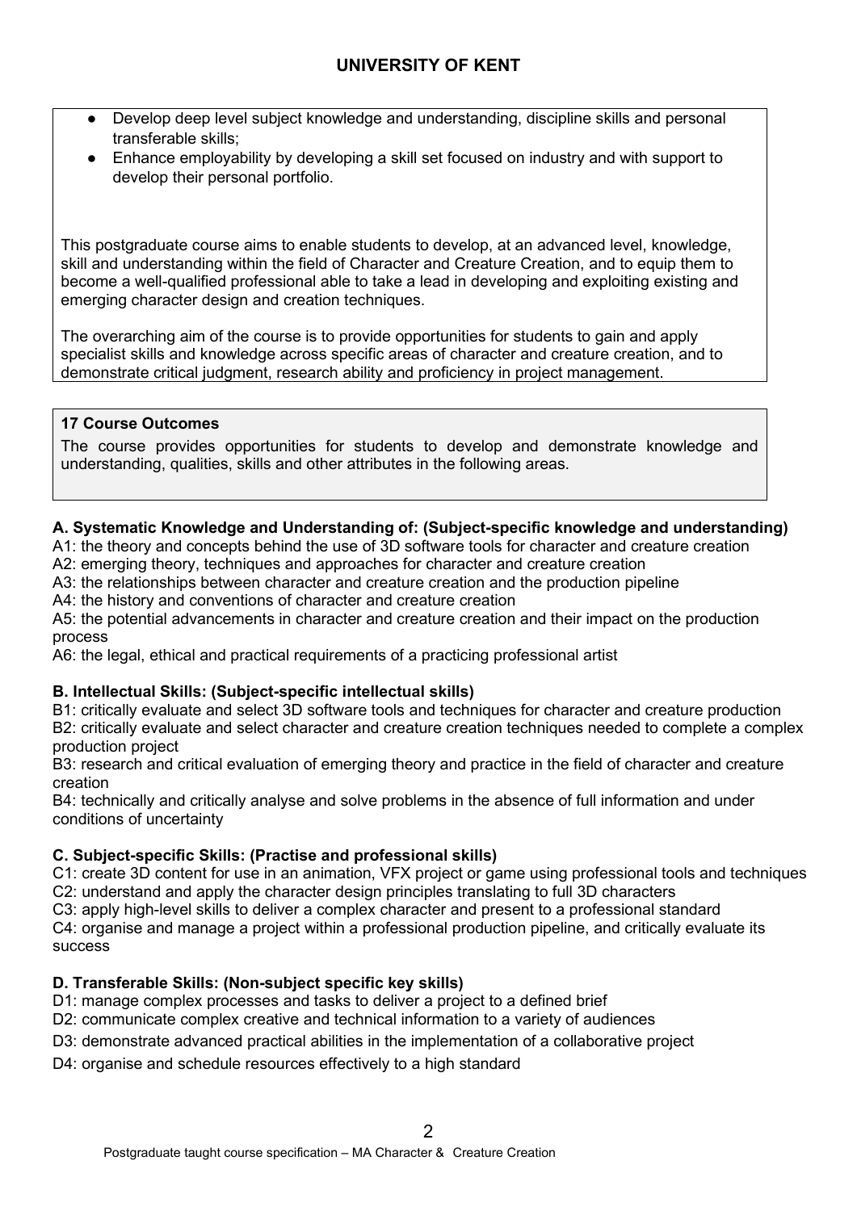- Develop deep level subject knowledge and understanding, discipline skills and personal transferable skills;
- Enhance employability by developing a skill set focused on industry and with support to develop their personal portfolio.

This postgraduate course aims to enable students to develop, at an advanced level, knowledge, skill and understanding within the field of Character and Creature Creation, and to equip them to become a well-qualified professional able to take a lead in developing and exploiting existing and emerging character design and creation techniques.

The overarching aim of the course is to provide opportunities for students to gain and apply specialist skills and knowledge across specific areas of character and creature creation, and to demonstrate critical judgment, research ability and proficiency in project management.

## 17 Course Outcomes

The course provides opportunities for students to develop and demonstrate knowledge and understanding, qualities, skills and other attributes in the following areas.

### A. Systematic Knowledge and Understanding of: (Subject-specific knowledge and understanding)

A1: the theory and concepts behind the use of 3D software tools for character and creature creation
A2: emerging theory, techniques and approaches for character and creature creation
A3: the relationships between character and creature creation and the production pipeline
A4: the history and conventions of character and creature creation
A5: the potential advancements in character and creature creation and their impact on the production process
A6: the legal, ethical and practical requirements of a practicing professional artist

### B. Intellectual Skills: (Subject-specific intellectual skills)

B1: critically evaluate and select 3D software tools and techniques for character and creature production
B2: critically evaluate and select character and creature creation techniques needed to complete a complex production project
B3: research and critical evaluation of emerging theory and practice in the field of character and creature creation
B4: technically and critically analyse and solve problems in the absence of full information and under conditions of uncertainty

### C. Subject-specific Skills: (Practise and professional skills)

C1: create 3D content for use in an animation, VFX project or game using professional tools and techniques
C2: understand and apply the character design principles translating to full 3D characters
C3: apply high-level skills to deliver a complex character and present to a professional standard
C4: organise and manage a project within a professional production pipeline, and critically evaluate its success

### D. Transferable Skills: (Non-subject specific key skills)

D1: manage complex processes and tasks to deliver a project to a defined brief
D2: communicate complex creative and technical information to a variety of audiences
D3: demonstrate advanced practical abilities in the implementation of a collaborative project
D4: organise and schedule resources effectively to a high standard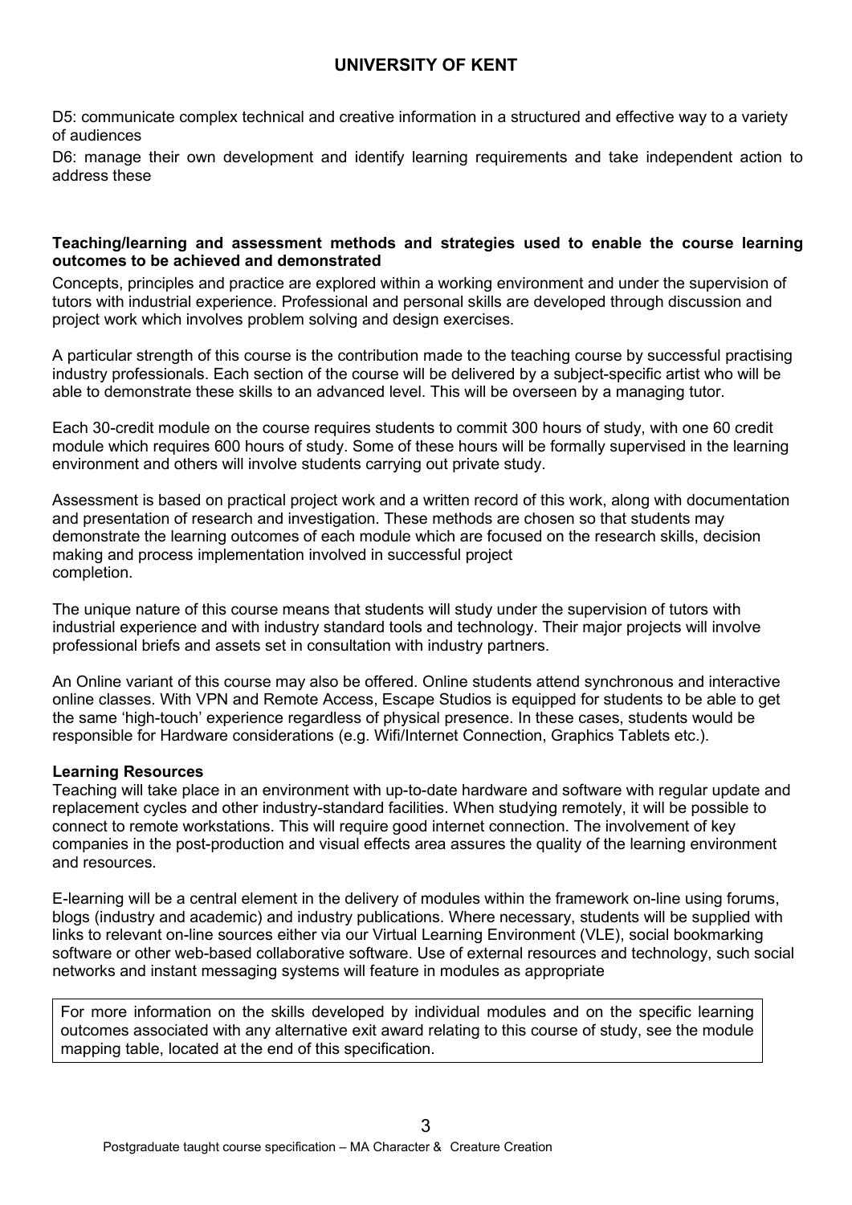D5: communicate complex technical and creative information in a structured and effective way to a variety of audiences

D6: manage their own development and identify learning requirements and take independent action to address these

**Teaching/learning and assessment methods and strategies used to enable the course learning outcomes to be achieved and demonstrated**

Concepts, principles and practice are explored within a working environment and under the supervision of tutors with industrial experience. Professional and personal skills are developed through discussion and project work which involves problem solving and design exercises.

A particular strength of this course is the contribution made to the teaching course by successful practising industry professionals. Each section of the course will be delivered by a subject-specific artist who will be able to demonstrate these skills to an advanced level. This will be overseen by a managing tutor.

Each 30-credit module on the course requires students to commit 300 hours of study, with one 60 credit module which requires 600 hours of study. Some of these hours will be formally supervised in the learning environment and others will involve students carrying out private study.

Assessment is based on practical project work and a written record of this work, along with documentation and presentation of research and investigation. These methods are chosen so that students may demonstrate the learning outcomes of each module which are focused on the research skills, decision making and process implementation involved in successful project completion.

The unique nature of this course means that students will study under the supervision of tutors with industrial experience and with industry standard tools and technology. Their major projects will involve professional briefs and assets set in consultation with industry partners.

An Online variant of this course may also be offered. Online students attend synchronous and interactive online classes. With VPN and Remote Access, Escape Studios is equipped for students to be able to get the same 'high-touch' experience regardless of physical presence. In these cases, students would be responsible for Hardware considerations (e.g. Wifi/Internet Connection, Graphics Tablets etc.).

**Learning Resources**

Teaching will take place in an environment with up-to-date hardware and software with regular update and replacement cycles and other industry-standard facilities. When studying remotely, it will be possible to connect to remote workstations. This will require good internet connection. The involvement of key companies in the post-production and visual effects area assures the quality of the learning environment and resources.

E-learning will be a central element in the delivery of modules within the framework on-line using forums, blogs (industry and academic) and industry publications. Where necessary, students will be supplied with links to relevant on-line sources either via our Virtual Learning Environment (VLE), social bookmarking software or other web-based collaborative software. Use of external resources and technology, such social networks and instant messaging systems will feature in modules as appropriate

For more information on the skills developed by individual modules and on the specific learning outcomes associated with any alternative exit award relating to this course of study, see the module mapping table, located at the end of this specification.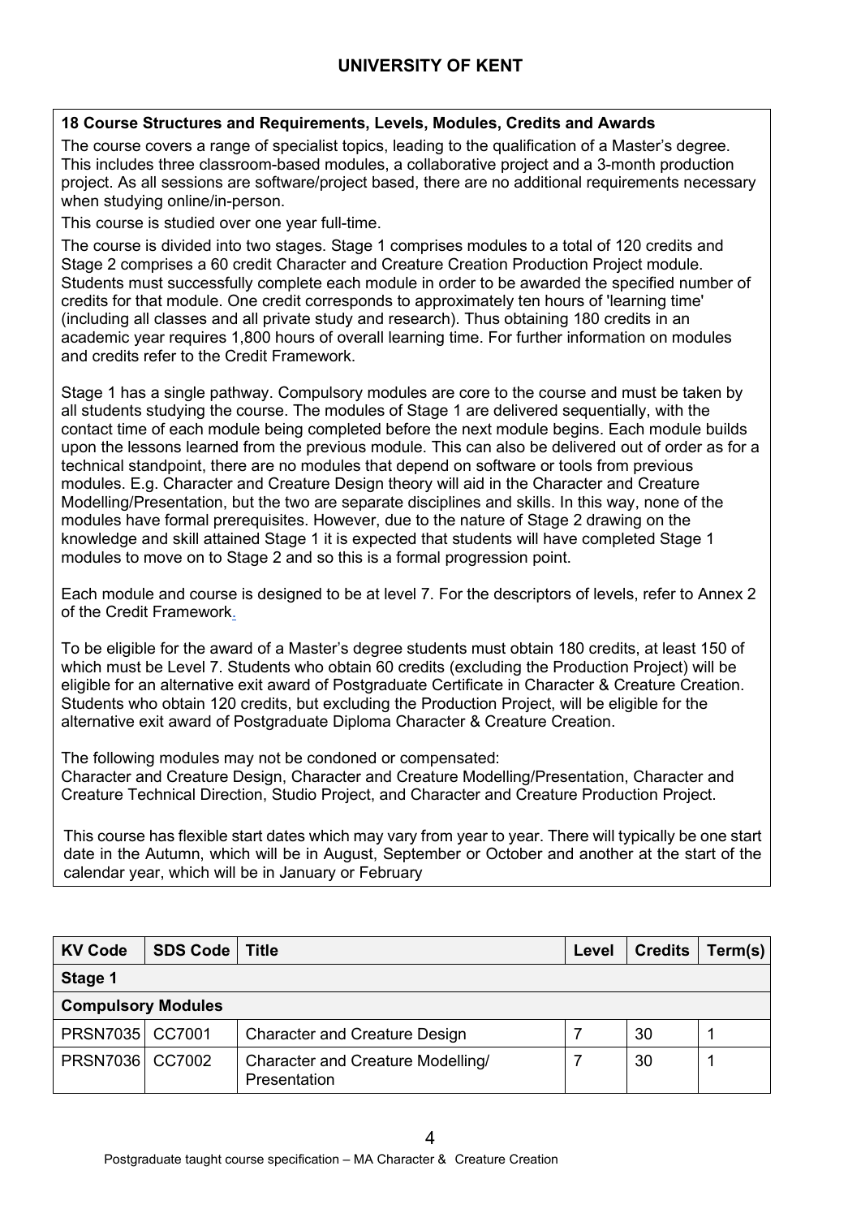## 18 Course Structures and Requirements, Levels, Modules, Credits and Awards

The course covers a range of specialist topics, leading to the qualification of a Master's degree. This includes three classroom-based modules, a collaborative project and a 3-month production project. As all sessions are software/project based, there are no additional requirements necessary when studying online/in-person.

This course is studied over one year full-time.

The course is divided into two stages. Stage 1 comprises modules to a total of 120 credits and Stage 2 comprises a 60 credit Character and Creature Creation Production Project module. Students must successfully complete each module in order to be awarded the specified number of credits for that module. One credit corresponds to approximately ten hours of 'learning time' (including all classes and all private study and research). Thus obtaining 180 credits in an academic year requires 1,800 hours of overall learning time. For further information on modules and credits refer to the Credit Framework.

Stage 1 has a single pathway. Compulsory modules are core to the course and must be taken by all students studying the course. The modules of Stage 1 are delivered sequentially, with the contact time of each module being completed before the next module begins. Each module builds upon the lessons learned from the previous module. This can also be delivered out of order as for a technical standpoint, there are no modules that depend on software or tools from previous modules. E.g. Character and Creature Design theory will aid in the Character and Creature Modelling/Presentation, but the two are separate disciplines and skills. In this way, none of the modules have formal prerequisites. However, due to the nature of Stage 2 drawing on the knowledge and skill attained Stage 1 it is expected that students will have completed Stage 1 modules to move on to Stage 2 and so this is a formal progression point.

Each module and course is designed to be at level 7. For the descriptors of levels, refer to Annex 2 of the Credit Framework.

To be eligible for the award of a Master's degree students must obtain 180 credits, at least 150 of which must be Level 7. Students who obtain 60 credits (excluding the Production Project) will be eligible for an alternative exit award of Postgraduate Certificate in Character & Creature Creation. Students who obtain 120 credits, but excluding the Production Project, will be eligible for the alternative exit award of Postgraduate Diploma Character & Creature Creation.

The following modules may not be condoned or compensated:
Character and Creature Design, Character and Creature Modelling/Presentation, Character and Creature Technical Direction, Studio Project, and Character and Creature Production Project.

This course has flexible start dates which may vary from year to year. There will typically be one start date in the Autumn, which will be in August, September or October and another at the start of the calendar year, which will be in January or February

| KV Code | SDS Code | Title | Level | Credits | Term(s) |
|---|---|---|---|---|---|
| **Stage 1** | | | | | |
| **Compulsory Modules** | | | | | |
| PRSN7035 | CC7001 | Character and Creature Design | 7 | 30 | 1 |
| PRSN7036 | CC7002 | Character and Creature Modelling/ Presentation | 7 | 30 | 1 |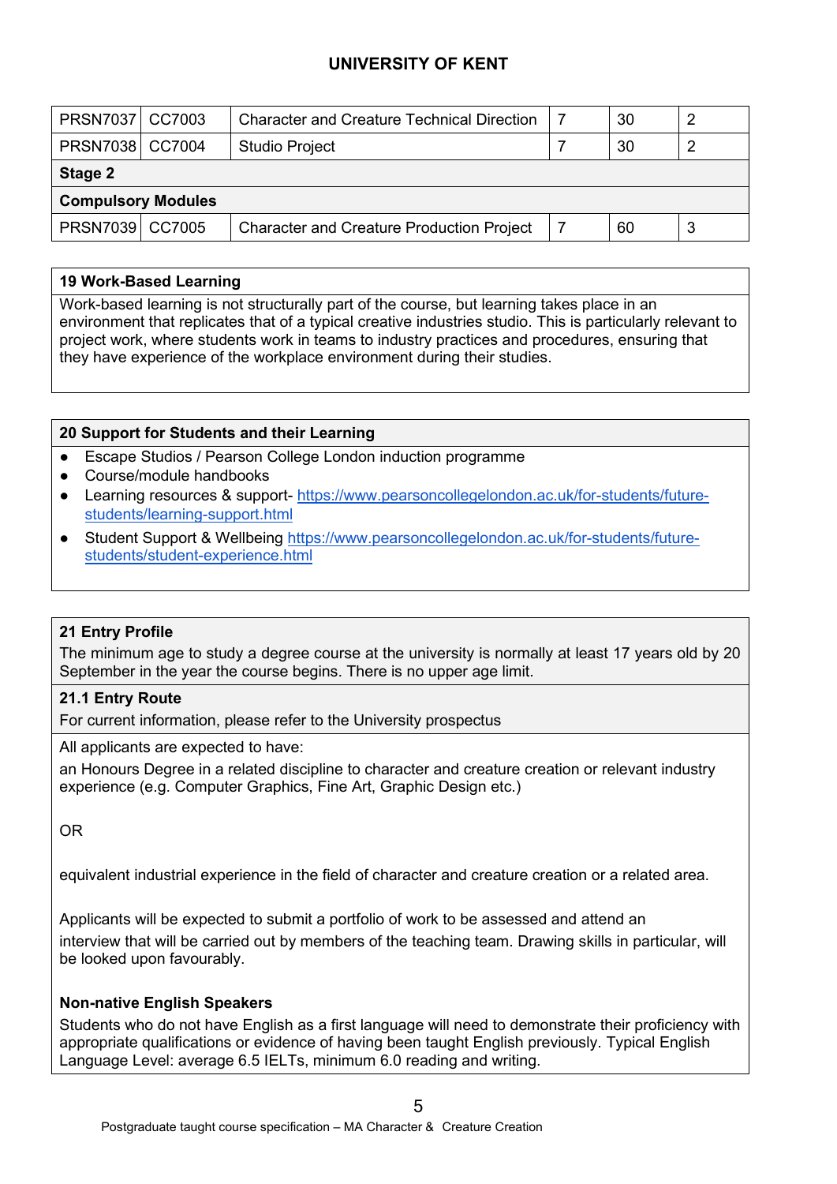| | | | | | |
|---|---|---|---|---|---|
| PRSN7037 | CC7003 | Character and Creature Technical Direction | 7 | 30 | 2 |
| PRSN7038 | CC7004 | Studio Project | 7 | 30 | 2 |
| **Stage 2** | | | | | |
| **Compulsory Modules** | | | | | |
| PRSN7039 | CC7005 | Character and Creature Production Project | 7 | 60 | 3 |

## 19 Work-Based Learning

Work-based learning is not structurally part of the course, but learning takes place in an environment that replicates that of a typical creative industries studio. This is particularly relevant to project work, where students work in teams to industry practices and procedures, ensuring that they have experience of the workplace environment during their studies.

## 20 Support for Students and their Learning

- Escape Studios / Pearson College London induction programme
- Course/module handbooks
- Learning resources & support- https://www.pearsoncollegelondon.ac.uk/for-students/future-students/learning-support.html
- Student Support & Wellbeing https://www.pearsoncollegelondon.ac.uk/for-students/future-students/student-experience.html

## 21 Entry Profile

The minimum age to study a degree course at the university is normally at least 17 years old by 20 September in the year the course begins. There is no upper age limit.

### 21.1 Entry Route

For current information, please refer to the University prospectus

All applicants are expected to have:

an Honours Degree in a related discipline to character and creature creation or relevant industry experience (e.g. Computer Graphics, Fine Art, Graphic Design etc.)

OR

equivalent industrial experience in the field of character and creature creation or a related area.

Applicants will be expected to submit a portfolio of work to be assessed and attend an interview that will be carried out by members of the teaching team. Drawing skills in particular, will be looked upon favourably.

**Non-native English Speakers**

Students who do not have English as a first language will need to demonstrate their proficiency with appropriate qualifications or evidence of having been taught English previously. Typical English Language Level: average 6.5 IELTs, minimum 6.0 reading and writing.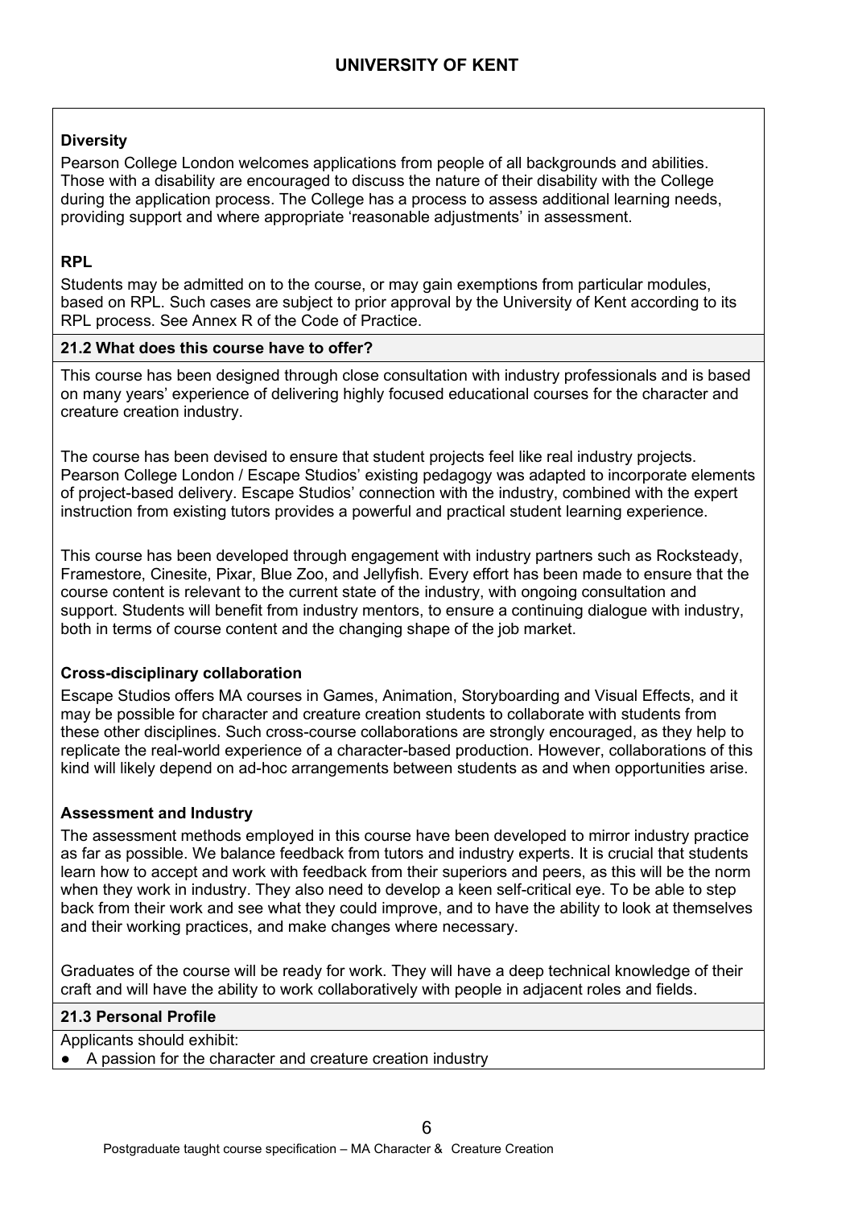**Diversity**

Pearson College London welcomes applications from people of all backgrounds and abilities. Those with a disability are encouraged to discuss the nature of their disability with the College during the application process. The College has a process to assess additional learning needs, providing support and where appropriate 'reasonable adjustments' in assessment.

**RPL**

Students may be admitted on to the course, or may gain exemptions from particular modules, based on RPL. Such cases are subject to prior approval by the University of Kent according to its RPL process. See Annex R of the Code of Practice.

### 21.2 What does this course have to offer?

This course has been designed through close consultation with industry professionals and is based on many years' experience of delivering highly focused educational courses for the character and creature creation industry.

The course has been devised to ensure that student projects feel like real industry projects. Pearson College London / Escape Studios' existing pedagogy was adapted to incorporate elements of project-based delivery. Escape Studios' connection with the industry, combined with the expert instruction from existing tutors provides a powerful and practical student learning experience.

This course has been developed through engagement with industry partners such as Rocksteady, Framestore, Cinesite, Pixar, Blue Zoo, and Jellyfish. Every effort has been made to ensure that the course content is relevant to the current state of the industry, with ongoing consultation and support. Students will benefit from industry mentors, to ensure a continuing dialogue with industry, both in terms of course content and the changing shape of the job market.

**Cross-disciplinary collaboration**

Escape Studios offers MA courses in Games, Animation, Storyboarding and Visual Effects, and it may be possible for character and creature creation students to collaborate with students from these other disciplines. Such cross-course collaborations are strongly encouraged, as they help to replicate the real-world experience of a character-based production. However, collaborations of this kind will likely depend on ad-hoc arrangements between students as and when opportunities arise.

**Assessment and Industry**

The assessment methods employed in this course have been developed to mirror industry practice as far as possible. We balance feedback from tutors and industry experts. It is crucial that students learn how to accept and work with feedback from their superiors and peers, as this will be the norm when they work in industry. They also need to develop a keen self-critical eye. To be able to step back from their work and see what they could improve, and to have the ability to look at themselves and their working practices, and make changes where necessary.

Graduates of the course will be ready for work. They will have a deep technical knowledge of their craft and will have the ability to work collaboratively with people in adjacent roles and fields.

### 21.3 Personal Profile

Applicants should exhibit:

- A passion for the character and creature creation industry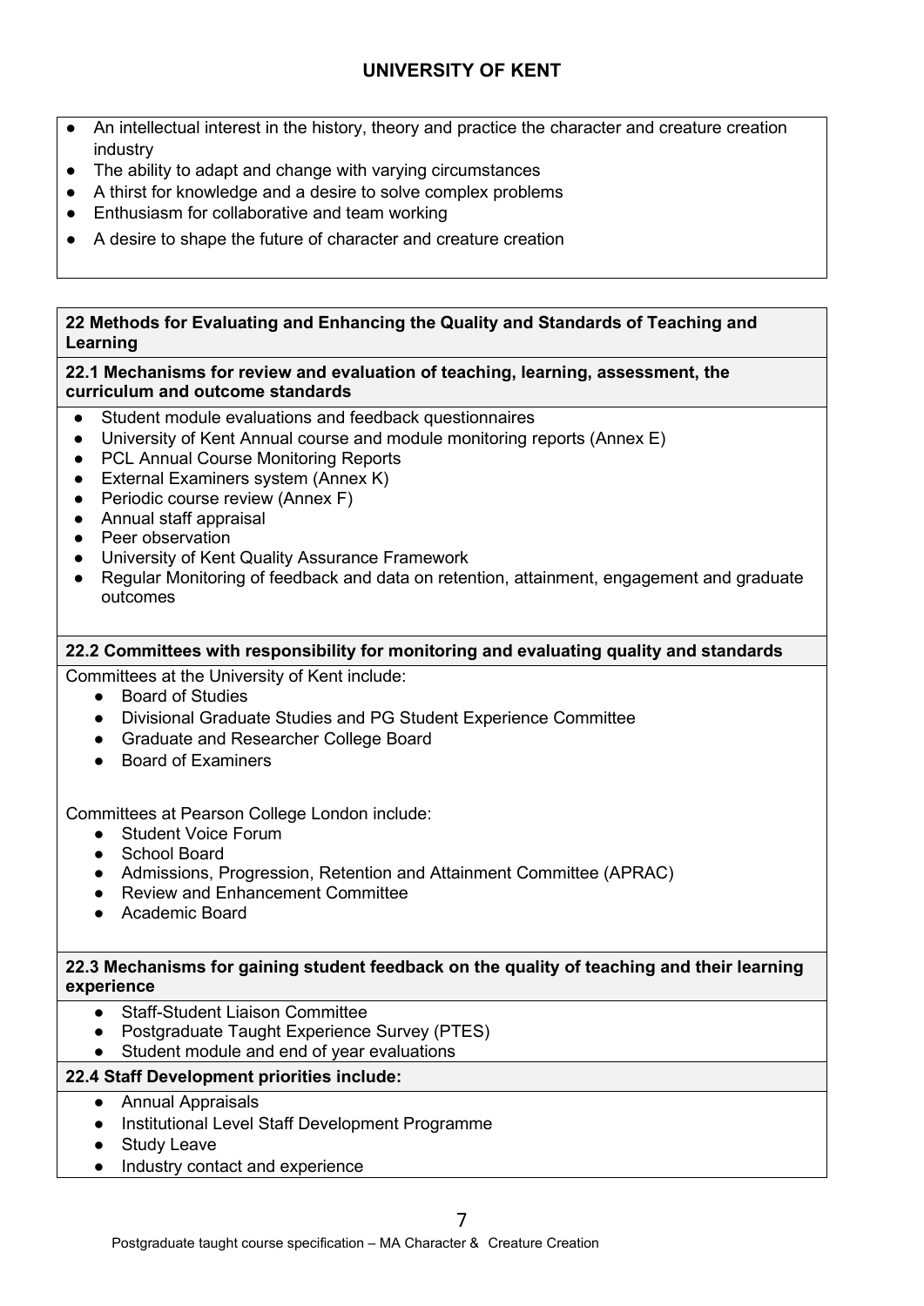- An intellectual interest in the history, theory and practice the character and creature creation industry
- The ability to adapt and change with varying circumstances
- A thirst for knowledge and a desire to solve complex problems
- Enthusiasm for collaborative and team working
- A desire to shape the future of character and creature creation

## 22 Methods for Evaluating and Enhancing the Quality and Standards of Teaching and Learning

### 22.1 Mechanisms for review and evaluation of teaching, learning, assessment, the curriculum and outcome standards

- Student module evaluations and feedback questionnaires
- University of Kent Annual course and module monitoring reports (Annex E)
- PCL Annual Course Monitoring Reports
- External Examiners system (Annex K)
- Periodic course review (Annex F)
- Annual staff appraisal
- Peer observation
- University of Kent Quality Assurance Framework
- Regular Monitoring of feedback and data on retention, attainment, engagement and graduate outcomes

### 22.2 Committees with responsibility for monitoring and evaluating quality and standards

Committees at the University of Kent include:

- Board of Studies
- Divisional Graduate Studies and PG Student Experience Committee
- Graduate and Researcher College Board
- Board of Examiners

Committees at Pearson College London include:

- Student Voice Forum
- School Board
- Admissions, Progression, Retention and Attainment Committee (APRAC)
- Review and Enhancement Committee
- Academic Board

### 22.3 Mechanisms for gaining student feedback on the quality of teaching and their learning experience

- Staff-Student Liaison Committee
- Postgraduate Taught Experience Survey (PTES)
- Student module and end of year evaluations

### 22.4 Staff Development priorities include:

- Annual Appraisals
- Institutional Level Staff Development Programme
- Study Leave
- Industry contact and experience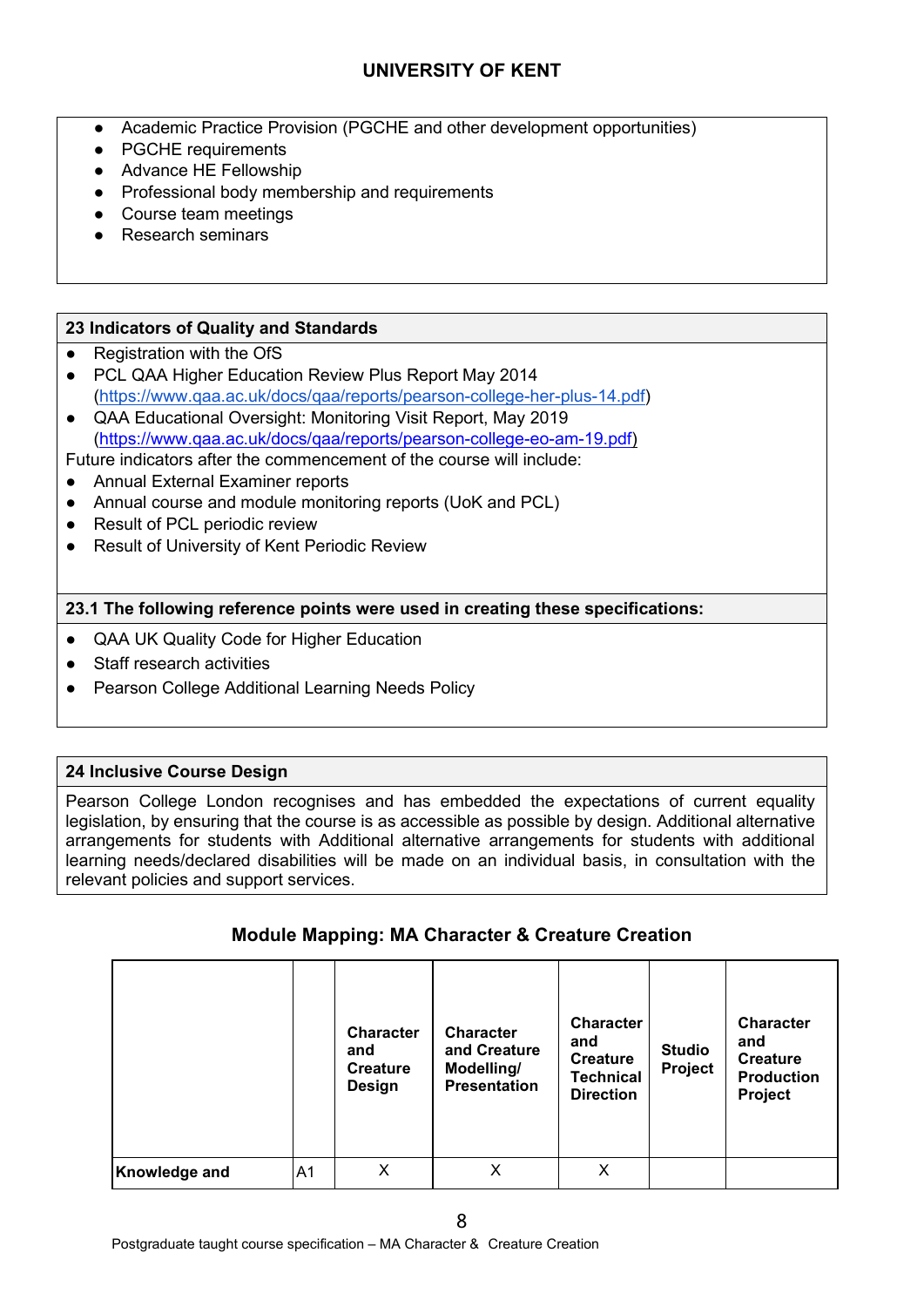UNIVERSITY OF KENT

- Academic Practice Provision (PGCHE and other development opportunities)
- PGCHE requirements
- Advance HE Fellowship
- Professional body membership and requirements
- Course team meetings
- Research seminars

## 23 Indicators of Quality and Standards

- Registration with the OfS
- PCL QAA Higher Education Review Plus Report May 2014 (https://www.qaa.ac.uk/docs/qaa/reports/pearson-college-her-plus-14.pdf)
- QAA Educational Oversight: Monitoring Visit Report, May 2019 (https://www.qaa.ac.uk/docs/qaa/reports/pearson-college-eo-am-19.pdf)

Future indicators after the commencement of the course will include:

- Annual External Examiner reports
- Annual course and module monitoring reports (UoK and PCL)
- Result of PCL periodic review
- Result of University of Kent Periodic Review

### 23.1 The following reference points were used in creating these specifications:

- QAA UK Quality Code for Higher Education
- Staff research activities
- Pearson College Additional Learning Needs Policy

## 24 Inclusive Course Design

Pearson College London recognises and has embedded the expectations of current equality legislation, by ensuring that the course is as accessible as possible by design. Additional alternative arrangements for students with Additional alternative arrangements for students with additional learning needs/declared disabilities will be made on an individual basis, in consultation with the relevant policies and support services.

## Module Mapping: MA Character & Creature Creation

| | | Character and Creature Design | Character and Creature Modelling/ Presentation | Character and Creature Technical Direction | Studio Project | Character and Creature Production Project |
|---|---|---|---|---|---|---|
| **Knowledge and** | A1 | X | X | X | | |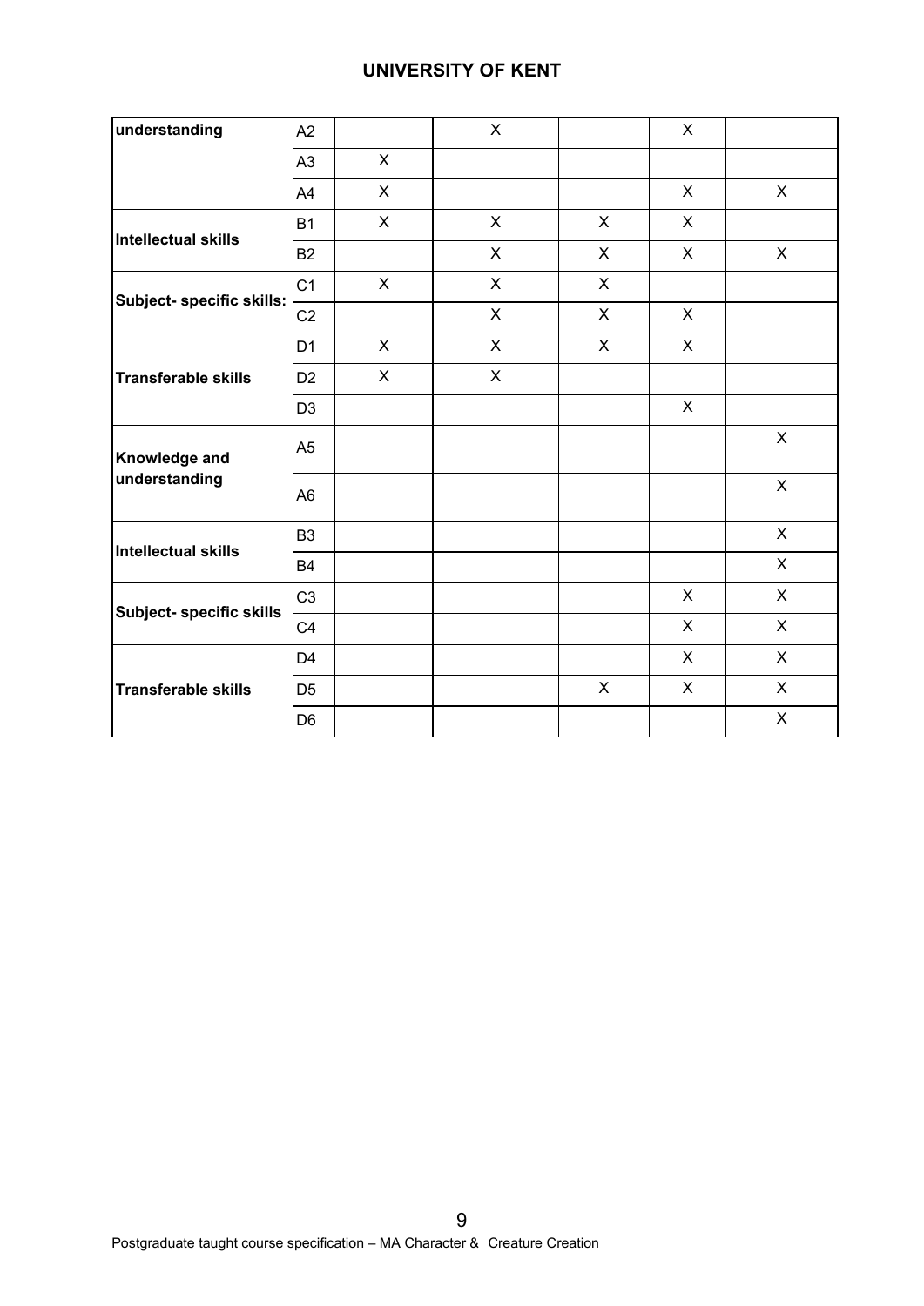| | | | | | | |
|---|---|---|---|---|---|---|
| understanding | A2 | | X | | X | |
| | A3 | X | | | | |
| | A4 | X | | | X | X |
| Intellectual skills | B1 | X | X | X | X | |
| | B2 | | X | X | X | X |
| Subject- specific skills: | C1 | X | X | X | | |
| | C2 | | X | X | X | |
| Transferable skills | D1 | X | X | X | X | |
| | D2 | X | X | | | |
| | D3 | | | | X | |
| Knowledge and understanding | A5 | | | | | X |
| | A6 | | | | | X |
| Intellectual skills | B3 | | | | | X |
| | B4 | | | | | X |
| Subject- specific skills | C3 | | | | X | X |
| | C4 | | | | X | X |
| Transferable skills | D4 | | | | X | X |
| | D5 | | | X | X | X |
| | D6 | | | | | X |